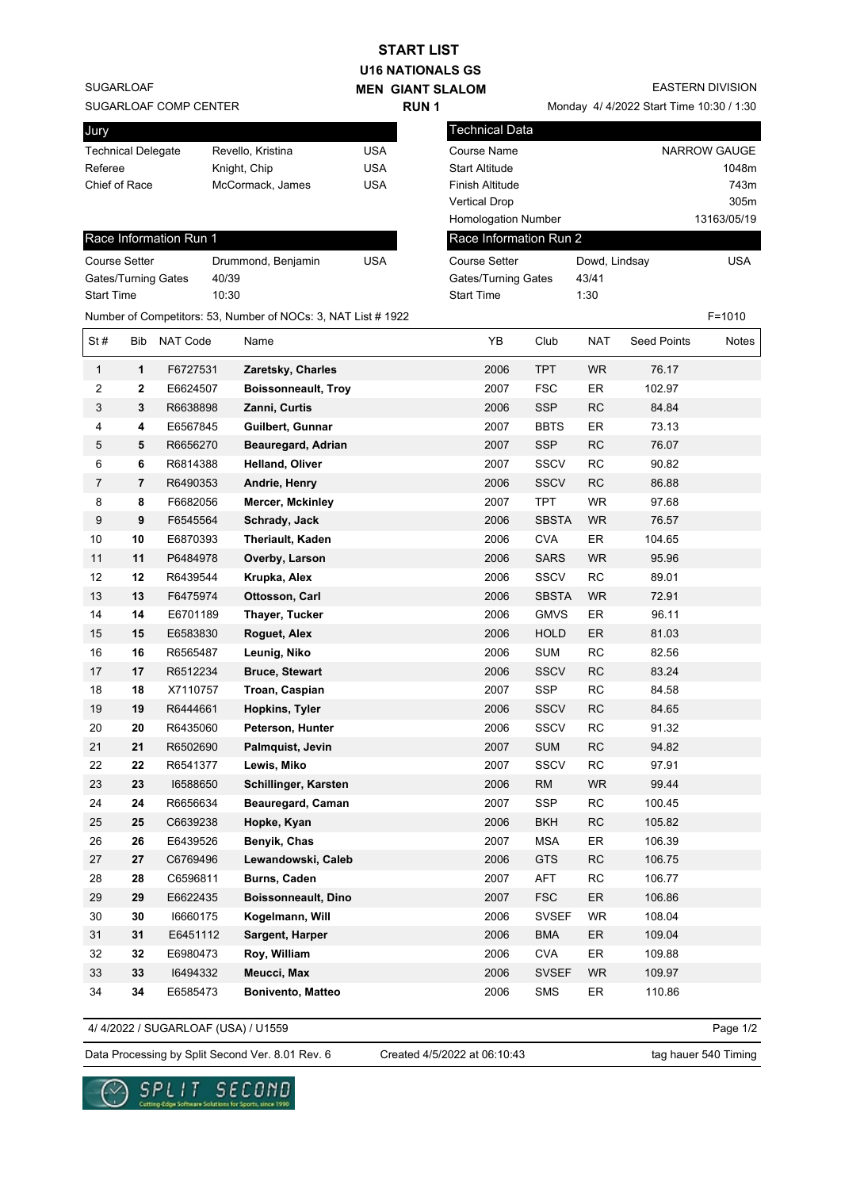# START LIST

## U16 NATIONALS GS

## MEN GIANT SLALOM

### RUN 1

SUGARLOAF
SUGARLOAF COMP CENTER

EASTERN DIVISION
Monday 4/ 4/2022 Start Time 10:30 / 1:30

| Jury | | |
|---|---|---|
| Technical Delegate | Revello, Kristina | USA |
| Referee | Knight, Chip | USA |
| Chief of Race | McCormack, James | USA |

| Technical Data | |
|---|---|
| Course Name | NARROW GAUGE |
| Start Altitude | 1048m |
| Finish Altitude | 743m |
| Vertical Drop | 305m |
| Homologation Number | 13163/05/19 |

| Race Information Run 1 | | |
|---|---|---|
| Course Setter | Drummond, Benjamin | USA |
| Gates/Turning Gates | 40/39 | |
| Start Time | 10:30 | |

| Race Information Run 2 | | |
|---|---|---|
| Course Setter | Dowd, Lindsay | USA |
| Gates/Turning Gates | 43/41 | |
| Start Time | 1:30 | |

Number of Competitors: 53, Number of NOCs: 3, NAT List # 1922

F=1010

| St # | Bib | NAT Code | Name | YB | Club | NAT | Seed Points | Notes |
|---|---|---|---|---|---|---|---|---|
| 1 | **1** | F6727531 | **Zaretsky, Charles** | 2006 | TPT | WR | 76.17 | |
| 2 | **2** | E6624507 | **Boissonneault, Troy** | 2007 | FSC | ER | 102.97 | |
| 3 | **3** | R6638898 | **Zanni, Curtis** | 2006 | SSP | RC | 84.84 | |
| 4 | **4** | E6567845 | **Guilbert, Gunnar** | 2007 | BBTS | ER | 73.13 | |
| 5 | **5** | R6656270 | **Beauregard, Adrian** | 2007 | SSP | RC | 76.07 | |
| 6 | **6** | R6814388 | **Helland, Oliver** | 2007 | SSCV | RC | 90.82 | |
| 7 | **7** | R6490353 | **Andrie, Henry** | 2006 | SSCV | RC | 86.88 | |
| 8 | **8** | F6682056 | **Mercer, Mckinley** | 2007 | TPT | WR | 97.68 | |
| 9 | **9** | F6545564 | **Schrady, Jack** | 2006 | SBSTA | WR | 76.57 | |
| 10 | **10** | E6870393 | **Theriault, Kaden** | 2006 | CVA | ER | 104.65 | |
| 11 | **11** | P6484978 | **Overby, Larson** | 2006 | SARS | WR | 95.96 | |
| 12 | **12** | R6439544 | **Krupka, Alex** | 2006 | SSCV | RC | 89.01 | |
| 13 | **13** | F6475974 | **Ottosson, Carl** | 2006 | SBSTA | WR | 72.91 | |
| 14 | **14** | E6701189 | **Thayer, Tucker** | 2006 | GMVS | ER | 96.11 | |
| 15 | **15** | E6583830 | **Roguet, Alex** | 2006 | HOLD | ER | 81.03 | |
| 16 | **16** | R6565487 | **Leunig, Niko** | 2006 | SUM | RC | 82.56 | |
| 17 | **17** | R6512234 | **Bruce, Stewart** | 2006 | SSCV | RC | 83.24 | |
| 18 | **18** | X7110757 | **Troan, Caspian** | 2007 | SSP | RC | 84.58 | |
| 19 | **19** | R6444661 | **Hopkins, Tyler** | 2006 | SSCV | RC | 84.65 | |
| 20 | **20** | R6435060 | **Peterson, Hunter** | 2006 | SSCV | RC | 91.32 | |
| 21 | **21** | R6502690 | **Palmquist, Jevin** | 2007 | SUM | RC | 94.82 | |
| 22 | **22** | R6541377 | **Lewis, Miko** | 2007 | SSCV | RC | 97.91 | |
| 23 | **23** | I6588650 | **Schillinger, Karsten** | 2006 | RM | WR | 99.44 | |
| 24 | **24** | R6656634 | **Beauregard, Caman** | 2007 | SSP | RC | 100.45 | |
| 25 | **25** | C6639238 | **Hopke, Kyan** | 2006 | BKH | RC | 105.82 | |
| 26 | **26** | E6439526 | **Benyik, Chas** | 2007 | MSA | ER | 106.39 | |
| 27 | **27** | C6769496 | **Lewandowski, Caleb** | 2006 | GTS | RC | 106.75 | |
| 28 | **28** | C6596811 | **Burns, Caden** | 2007 | AFT | RC | 106.77 | |
| 29 | **29** | E6622435 | **Boissonneault, Dino** | 2007 | FSC | ER | 106.86 | |
| 30 | **30** | I6660175 | **Kogelmann, Will** | 2006 | SVSEF | WR | 108.04 | |
| 31 | **31** | E6451112 | **Sargent, Harper** | 2006 | BMA | ER | 109.04 | |
| 32 | **32** | E6980473 | **Roy, William** | 2006 | CVA | ER | 109.88 | |
| 33 | **33** | I6494332 | **Meucci, Max** | 2006 | SVSEF | WR | 109.97 | |
| 34 | **34** | E6585473 | **Bonivento, Matteo** | 2006 | SMS | ER | 110.86 | |

4/ 4/2022 / SUGARLOAF (USA) / U1559

Data Processing by Split Second Ver. 8.01 Rev. 6 Created 4/5/2022 at 06:10:43 tag hauer 540 Timing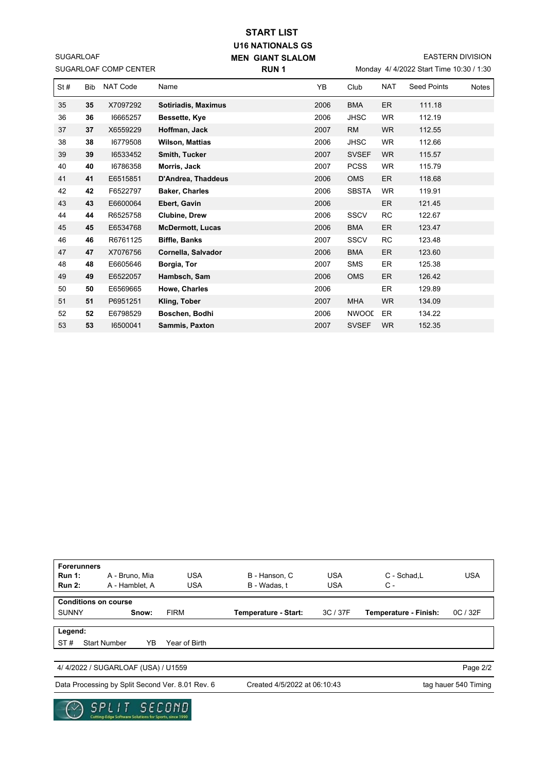# START LIST

## U16 NATIONALS GS

## MEN GIANT SLALOM

## RUN 1

SUGARLOAF

SUGARLOAF COMP CENTER

EASTERN DIVISION

Monday 4/ 4/2022 Start Time 10:30 / 1:30

| St # | Bib | NAT Code | Name | YB | Club | NAT | Seed Points | Notes |
|---|---|---|---|---|---|---|---|---|
| 35 | **35** | X7097292 | **Sotiriadis, Maximus** | 2006 | BMA | ER | 111.18 | |
| 36 | **36** | I6665257 | **Bessette, Kye** | 2006 | JHSC | WR | 112.19 | |
| 37 | **37** | X6559229 | **Hoffman, Jack** | 2007 | RM | WR | 112.55 | |
| 38 | **38** | I6779508 | **Wilson, Mattias** | 2006 | JHSC | WR | 112.66 | |
| 39 | **39** | I6533452 | **Smith, Tucker** | 2007 | SVSEF | WR | 115.57 | |
| 40 | **40** | I6786358 | **Morris, Jack** | 2007 | PCSS | WR | 115.79 | |
| 41 | **41** | E6515851 | **D'Andrea, Thaddeus** | 2006 | OMS | ER | 118.68 | |
| 42 | **42** | F6522797 | **Baker, Charles** | 2006 | SBSTA | WR | 119.91 | |
| 43 | **43** | E6600064 | **Ebert, Gavin** | 2006 | | ER | 121.45 | |
| 44 | **44** | R6525758 | **Clubine, Drew** | 2006 | SSCV | RC | 122.67 | |
| 45 | **45** | E6534768 | **McDermott, Lucas** | 2006 | BMA | ER | 123.47 | |
| 46 | **46** | R6761125 | **Biffle, Banks** | 2007 | SSCV | RC | 123.48 | |
| 47 | **47** | X7076756 | **Cornella, Salvador** | 2006 | BMA | ER | 123.60 | |
| 48 | **48** | E6605646 | **Borgia, Tor** | 2007 | SMS | ER | 125.38 | |
| 49 | **49** | E6522057 | **Hambsch, Sam** | 2006 | OMS | ER | 126.42 | |
| 50 | **50** | E6569665 | **Howe, Charles** | 2006 | | ER | 129.89 | |
| 51 | **51** | P6951251 | **Kling, Tober** | 2007 | MHA | WR | 134.09 | |
| 52 | **52** | E6798529 | **Boschen, Bodhi** | 2006 | NWOOI | ER | 134.22 | |
| 53 | **53** | I6500041 | **Sammis, Paxton** | 2007 | SVSEF | WR | 152.35 | |

**Forerunners**

| | | | | | | |
|---|---|---|---|---|---|---|
| **Run 1:** | A - Bruno, Mia | USA | B - Hanson, C | USA | C - Schad,L | USA |
| **Run 2:** | A - Hamblet, A | USA | B - Wadas, t | USA | C - | |

**Conditions on course**

| | | | | | | |
|---|---|---|---|---|---|---|
| SUNNY | **Snow:** | FIRM | **Temperature - Start:** | 3C / 37F | **Temperature - Finish:** | 0C / 32F |

**Legend:**

ST # Start Number YB Year of Birth

4/ 4/2022 / SUGARLOAF (USA) / U1559

Data Processing by Split Second Ver. 8.01 Rev. 6 Created 4/5/2022 at 06:10:43 tag hauer 540 Timing